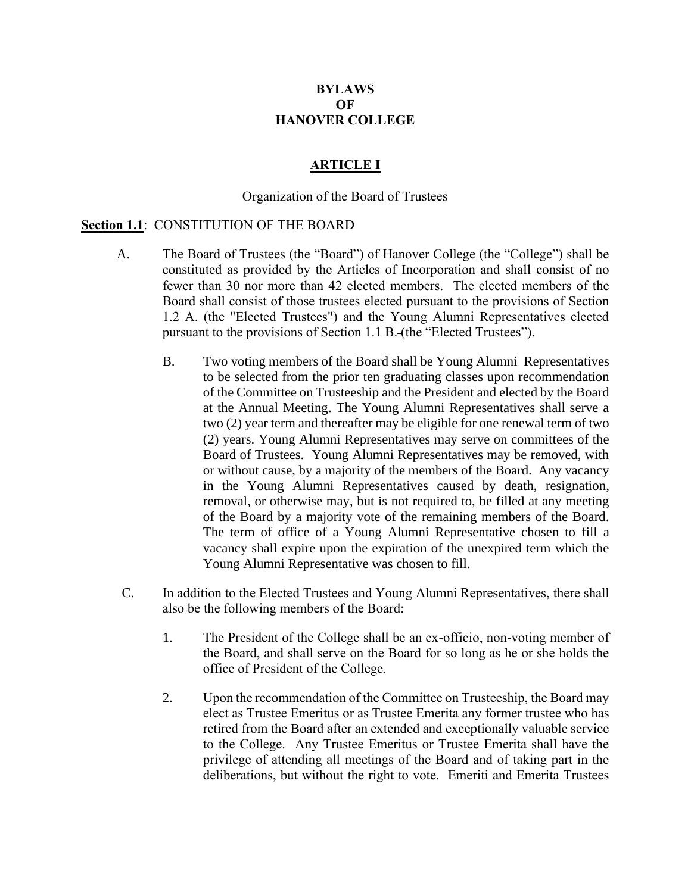# BYLAWS OF HANOVER COLLEGE

## ARTICLE I

Organization of the Board of Trustees

**Section 1.1**: CONSTITUTION OF THE BOARD

A. The Board of Trustees (the "Board") of Hanover College (the "College") shall be constituted as provided by the Articles of Incorporation and shall consist of no fewer than 30 nor more than 42 elected members. The elected members of the Board shall consist of those trustees elected pursuant to the provisions of Section 1.2 A. (the "Elected Trustees") and the Young Alumni Representatives elected pursuant to the provisions of Section 1.1 B.-(the "Elected Trustees").

B. Two voting members of the Board shall be Young Alumni Representatives to be selected from the prior ten graduating classes upon recommendation of the Committee on Trusteeship and the President and elected by the Board at the Annual Meeting. The Young Alumni Representatives shall serve a two (2) year term and thereafter may be eligible for one renewal term of two (2) years. Young Alumni Representatives may serve on committees of the Board of Trustees. Young Alumni Representatives may be removed, with or without cause, by a majority of the members of the Board. Any vacancy in the Young Alumni Representatives caused by death, resignation, removal, or otherwise may, but is not required to, be filled at any meeting of the Board by a majority vote of the remaining members of the Board. The term of office of a Young Alumni Representative chosen to fill a vacancy shall expire upon the expiration of the unexpired term which the Young Alumni Representative was chosen to fill.

C. In addition to the Elected Trustees and Young Alumni Representatives, there shall also be the following members of the Board:

1. The President of the College shall be an ex-officio, non-voting member of the Board, and shall serve on the Board for so long as he or she holds the office of President of the College.

2. Upon the recommendation of the Committee on Trusteeship, the Board may elect as Trustee Emeritus or as Trustee Emerita any former trustee who has retired from the Board after an extended and exceptionally valuable service to the College. Any Trustee Emeritus or Trustee Emerita shall have the privilege of attending all meetings of the Board and of taking part in the deliberations, but without the right to vote. Emeriti and Emerita Trustees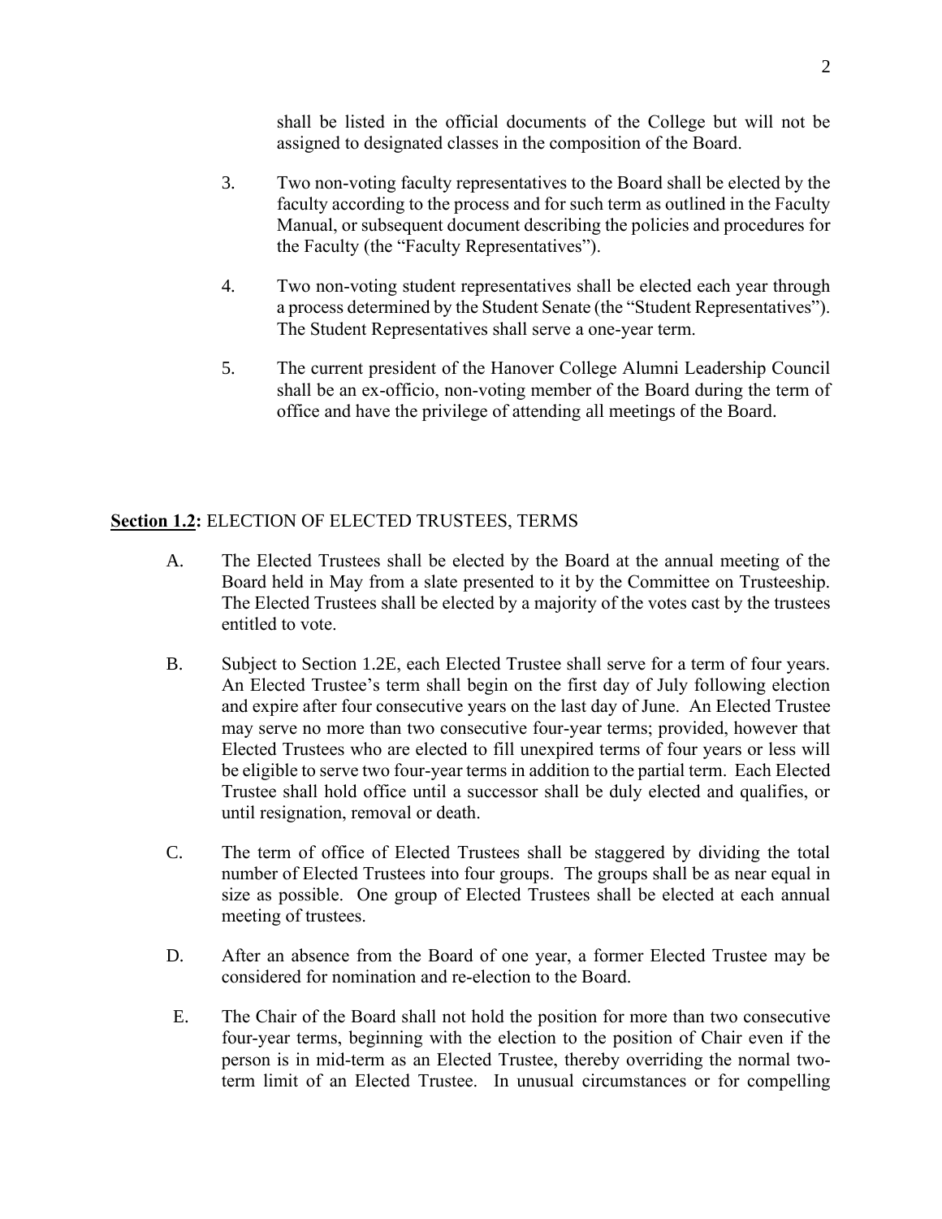shall be listed in the official documents of the College but will not be assigned to designated classes in the composition of the Board.

3. Two non-voting faculty representatives to the Board shall be elected by the faculty according to the process and for such term as outlined in the Faculty Manual, or subsequent document describing the policies and procedures for the Faculty (the "Faculty Representatives").

4. Two non-voting student representatives shall be elected each year through a process determined by the Student Senate (the "Student Representatives"). The Student Representatives shall serve a one-year term.

5. The current president of the Hanover College Alumni Leadership Council shall be an ex-officio, non-voting member of the Board during the term of office and have the privilege of attending all meetings of the Board.

**Section 1.2:** ELECTION OF ELECTED TRUSTEES, TERMS

A. The Elected Trustees shall be elected by the Board at the annual meeting of the Board held in May from a slate presented to it by the Committee on Trusteeship. The Elected Trustees shall be elected by a majority of the votes cast by the trustees entitled to vote.

B. Subject to Section 1.2E, each Elected Trustee shall serve for a term of four years. An Elected Trustee's term shall begin on the first day of July following election and expire after four consecutive years on the last day of June. An Elected Trustee may serve no more than two consecutive four-year terms; provided, however that Elected Trustees who are elected to fill unexpired terms of four years or less will be eligible to serve two four-year terms in addition to the partial term. Each Elected Trustee shall hold office until a successor shall be duly elected and qualifies, or until resignation, removal or death.

C. The term of office of Elected Trustees shall be staggered by dividing the total number of Elected Trustees into four groups. The groups shall be as near equal in size as possible. One group of Elected Trustees shall be elected at each annual meeting of trustees.

D. After an absence from the Board of one year, a former Elected Trustee may be considered for nomination and re-election to the Board.

E. The Chair of the Board shall not hold the position for more than two consecutive four-year terms, beginning with the election to the position of Chair even if the person is in mid-term as an Elected Trustee, thereby overriding the normal two-term limit of an Elected Trustee. In unusual circumstances or for compelling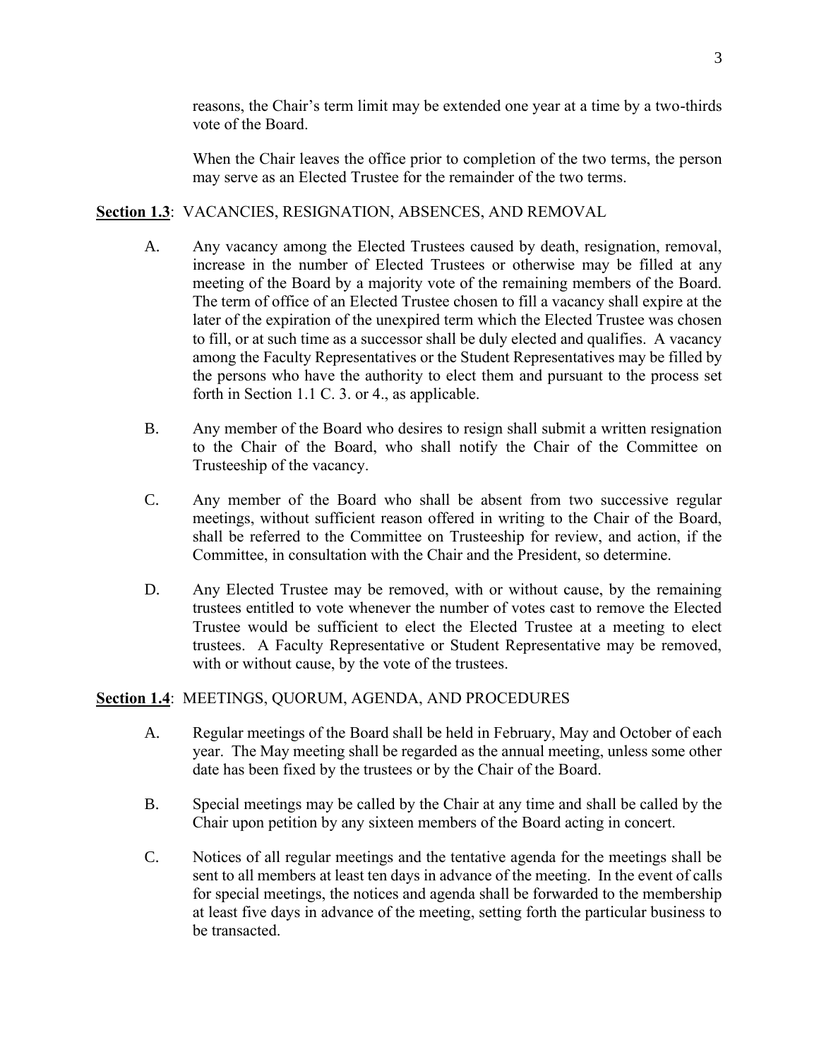reasons, the Chair's term limit may be extended one year at a time by a two-thirds vote of the Board.

When the Chair leaves the office prior to completion of the two terms, the person may serve as an Elected Trustee for the remainder of the two terms.

**Section 1.3**: VACANCIES, RESIGNATION, ABSENCES, AND REMOVAL

A. Any vacancy among the Elected Trustees caused by death, resignation, removal, increase in the number of Elected Trustees or otherwise may be filled at any meeting of the Board by a majority vote of the remaining members of the Board. The term of office of an Elected Trustee chosen to fill a vacancy shall expire at the later of the expiration of the unexpired term which the Elected Trustee was chosen to fill, or at such time as a successor shall be duly elected and qualifies. A vacancy among the Faculty Representatives or the Student Representatives may be filled by the persons who have the authority to elect them and pursuant to the process set forth in Section 1.1 C. 3. or 4., as applicable.

B. Any member of the Board who desires to resign shall submit a written resignation to the Chair of the Board, who shall notify the Chair of the Committee on Trusteeship of the vacancy.

C. Any member of the Board who shall be absent from two successive regular meetings, without sufficient reason offered in writing to the Chair of the Board, shall be referred to the Committee on Trusteeship for review, and action, if the Committee, in consultation with the Chair and the President, so determine.

D. Any Elected Trustee may be removed, with or without cause, by the remaining trustees entitled to vote whenever the number of votes cast to remove the Elected Trustee would be sufficient to elect the Elected Trustee at a meeting to elect trustees. A Faculty Representative or Student Representative may be removed, with or without cause, by the vote of the trustees.

**Section 1.4**: MEETINGS, QUORUM, AGENDA, AND PROCEDURES

A. Regular meetings of the Board shall be held in February, May and October of each year. The May meeting shall be regarded as the annual meeting, unless some other date has been fixed by the trustees or by the Chair of the Board.

B. Special meetings may be called by the Chair at any time and shall be called by the Chair upon petition by any sixteen members of the Board acting in concert.

C. Notices of all regular meetings and the tentative agenda for the meetings shall be sent to all members at least ten days in advance of the meeting. In the event of calls for special meetings, the notices and agenda shall be forwarded to the membership at least five days in advance of the meeting, setting forth the particular business to be transacted.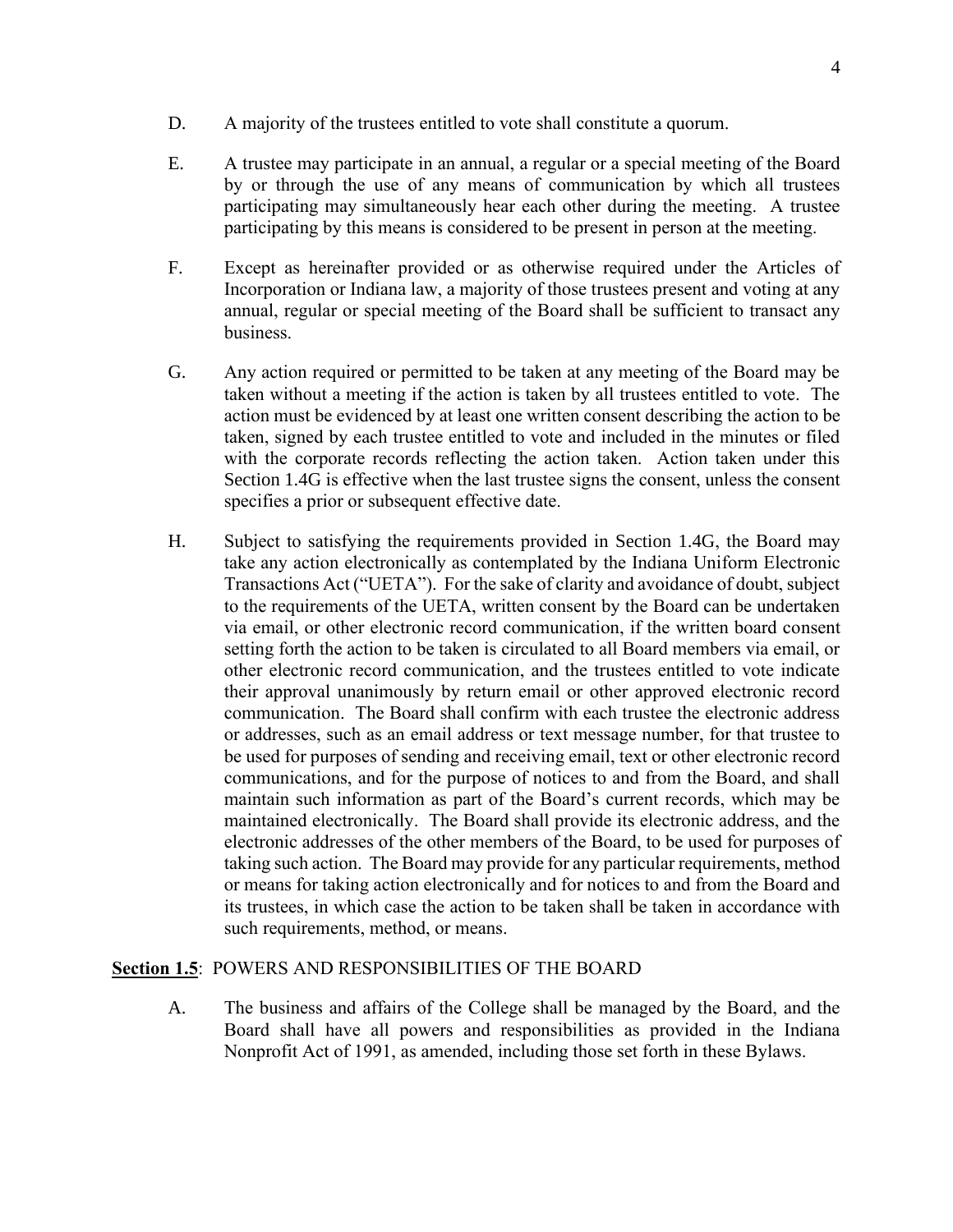D. A majority of the trustees entitled to vote shall constitute a quorum.

E. A trustee may participate in an annual, a regular or a special meeting of the Board by or through the use of any means of communication by which all trustees participating may simultaneously hear each other during the meeting. A trustee participating by this means is considered to be present in person at the meeting.

F. Except as hereinafter provided or as otherwise required under the Articles of Incorporation or Indiana law, a majority of those trustees present and voting at any annual, regular or special meeting of the Board shall be sufficient to transact any business.

G. Any action required or permitted to be taken at any meeting of the Board may be taken without a meeting if the action is taken by all trustees entitled to vote. The action must be evidenced by at least one written consent describing the action to be taken, signed by each trustee entitled to vote and included in the minutes or filed with the corporate records reflecting the action taken. Action taken under this Section 1.4G is effective when the last trustee signs the consent, unless the consent specifies a prior or subsequent effective date.

H. Subject to satisfying the requirements provided in Section 1.4G, the Board may take any action electronically as contemplated by the Indiana Uniform Electronic Transactions Act ("UETA"). For the sake of clarity and avoidance of doubt, subject to the requirements of the UETA, written consent by the Board can be undertaken via email, or other electronic record communication, if the written board consent setting forth the action to be taken is circulated to all Board members via email, or other electronic record communication, and the trustees entitled to vote indicate their approval unanimously by return email or other approved electronic record communication. The Board shall confirm with each trustee the electronic address or addresses, such as an email address or text message number, for that trustee to be used for purposes of sending and receiving email, text or other electronic record communications, and for the purpose of notices to and from the Board, and shall maintain such information as part of the Board's current records, which may be maintained electronically. The Board shall provide its electronic address, and the electronic addresses of the other members of the Board, to be used for purposes of taking such action. The Board may provide for any particular requirements, method or means for taking action electronically and for notices to and from the Board and its trustees, in which case the action to be taken shall be taken in accordance with such requirements, method, or means.

**Section 1.5**: POWERS AND RESPONSIBILITIES OF THE BOARD

A. The business and affairs of the College shall be managed by the Board, and the Board shall have all powers and responsibilities as provided in the Indiana Nonprofit Act of 1991, as amended, including those set forth in these Bylaws.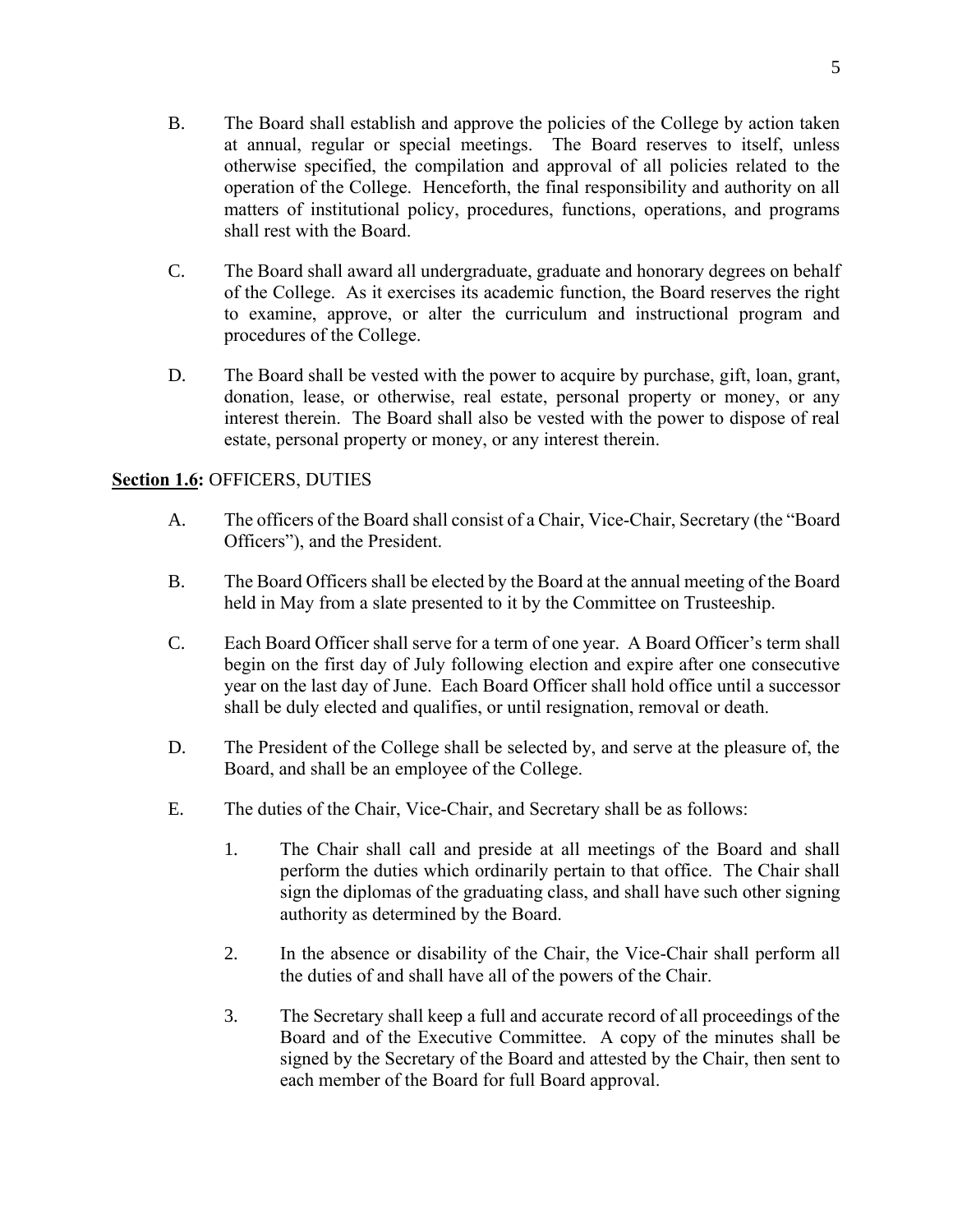B. The Board shall establish and approve the policies of the College by action taken at annual, regular or special meetings. The Board reserves to itself, unless otherwise specified, the compilation and approval of all policies related to the operation of the College. Henceforth, the final responsibility and authority on all matters of institutional policy, procedures, functions, operations, and programs shall rest with the Board.

C. The Board shall award all undergraduate, graduate and honorary degrees on behalf of the College. As it exercises its academic function, the Board reserves the right to examine, approve, or alter the curriculum and instructional program and procedures of the College.

D. The Board shall be vested with the power to acquire by purchase, gift, loan, grant, donation, lease, or otherwise, real estate, personal property or money, or any interest therein. The Board shall also be vested with the power to dispose of real estate, personal property or money, or any interest therein.

**Section 1.6:** OFFICERS, DUTIES

A. The officers of the Board shall consist of a Chair, Vice-Chair, Secretary (the "Board Officers"), and the President.

B. The Board Officers shall be elected by the Board at the annual meeting of the Board held in May from a slate presented to it by the Committee on Trusteeship.

C. Each Board Officer shall serve for a term of one year. A Board Officer's term shall begin on the first day of July following election and expire after one consecutive year on the last day of June. Each Board Officer shall hold office until a successor shall be duly elected and qualifies, or until resignation, removal or death.

D. The President of the College shall be selected by, and serve at the pleasure of, the Board, and shall be an employee of the College.

E. The duties of the Chair, Vice-Chair, and Secretary shall be as follows:

1. The Chair shall call and preside at all meetings of the Board and shall perform the duties which ordinarily pertain to that office. The Chair shall sign the diplomas of the graduating class, and shall have such other signing authority as determined by the Board.

2. In the absence or disability of the Chair, the Vice-Chair shall perform all the duties of and shall have all of the powers of the Chair.

3. The Secretary shall keep a full and accurate record of all proceedings of the Board and of the Executive Committee. A copy of the minutes shall be signed by the Secretary of the Board and attested by the Chair, then sent to each member of the Board for full Board approval.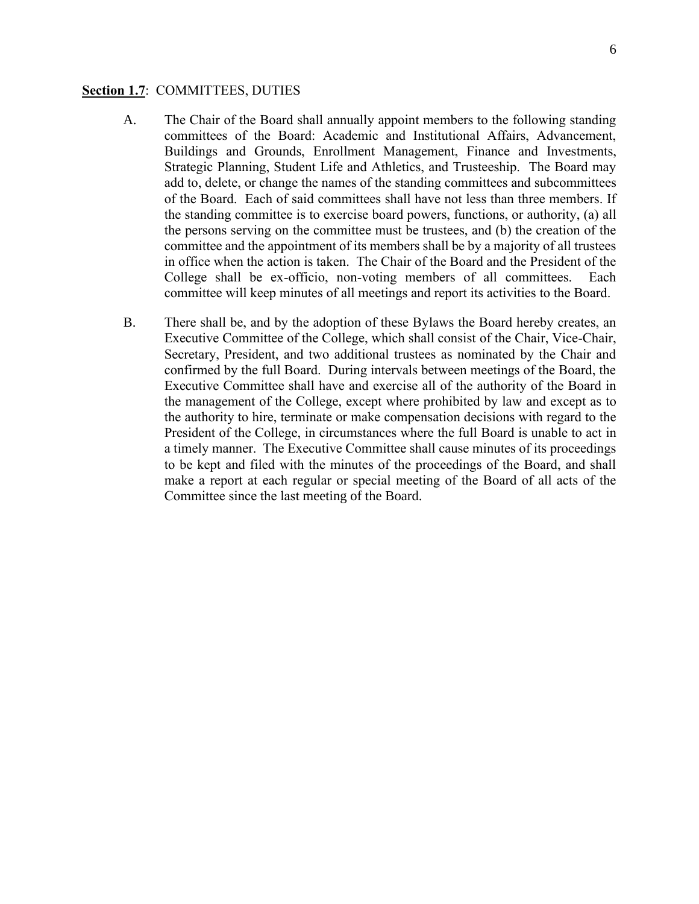**Section 1.7**: COMMITTEES, DUTIES

A. The Chair of the Board shall annually appoint members to the following standing committees of the Board: Academic and Institutional Affairs, Advancement, Buildings and Grounds, Enrollment Management, Finance and Investments, Strategic Planning, Student Life and Athletics, and Trusteeship. The Board may add to, delete, or change the names of the standing committees and subcommittees of the Board. Each of said committees shall have not less than three members. If the standing committee is to exercise board powers, functions, or authority, (a) all the persons serving on the committee must be trustees, and (b) the creation of the committee and the appointment of its members shall be by a majority of all trustees in office when the action is taken. The Chair of the Board and the President of the College shall be ex-officio, non-voting members of all committees. Each committee will keep minutes of all meetings and report its activities to the Board.

B. There shall be, and by the adoption of these Bylaws the Board hereby creates, an Executive Committee of the College, which shall consist of the Chair, Vice-Chair, Secretary, President, and two additional trustees as nominated by the Chair and confirmed by the full Board. During intervals between meetings of the Board, the Executive Committee shall have and exercise all of the authority of the Board in the management of the College, except where prohibited by law and except as to the authority to hire, terminate or make compensation decisions with regard to the President of the College, in circumstances where the full Board is unable to act in a timely manner. The Executive Committee shall cause minutes of its proceedings to be kept and filed with the minutes of the proceedings of the Board, and shall make a report at each regular or special meeting of the Board of all acts of the Committee since the last meeting of the Board.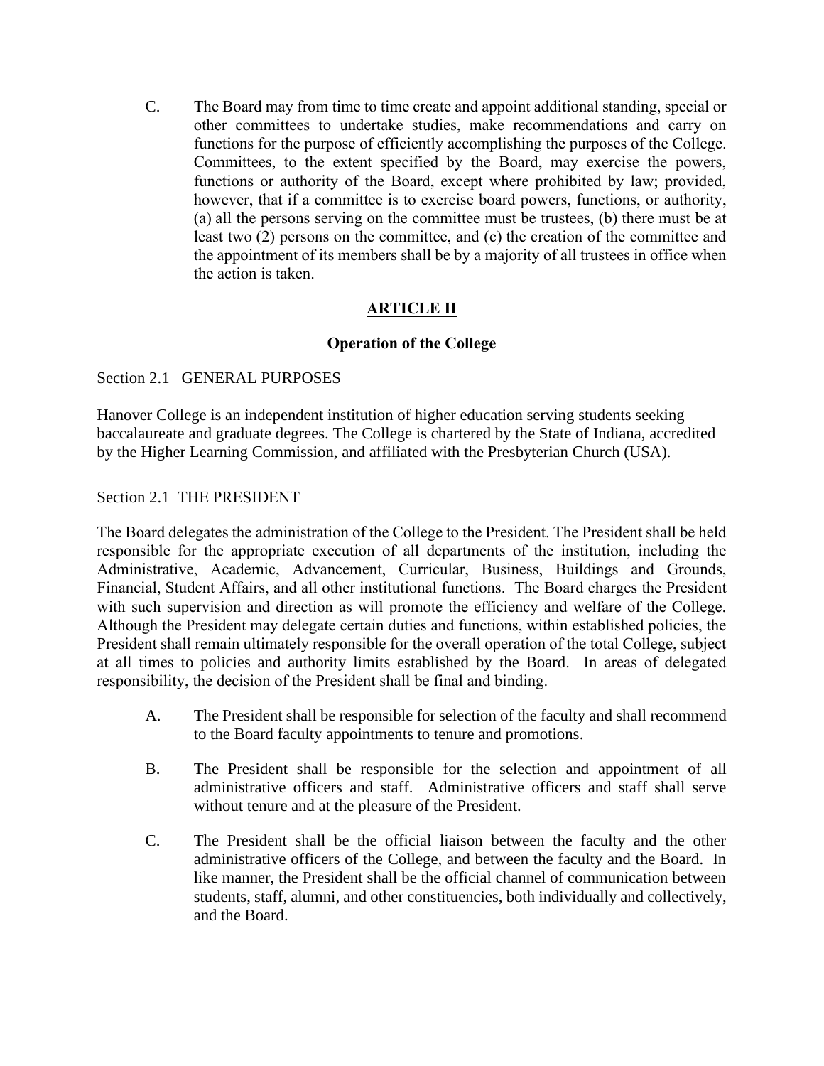C. The Board may from time to time create and appoint additional standing, special or other committees to undertake studies, make recommendations and carry on functions for the purpose of efficiently accomplishing the purposes of the College. Committees, to the extent specified by the Board, may exercise the powers, functions or authority of the Board, except where prohibited by law; provided, however, that if a committee is to exercise board powers, functions, or authority, (a) all the persons serving on the committee must be trustees, (b) there must be at least two (2) persons on the committee, and (c) the creation of the committee and the appointment of its members shall be by a majority of all trustees in office when the action is taken.

## ARTICLE II

### Operation of the College

Section 2.1 GENERAL PURPOSES

Hanover College is an independent institution of higher education serving students seeking baccalaureate and graduate degrees. The College is chartered by the State of Indiana, accredited by the Higher Learning Commission, and affiliated with the Presbyterian Church (USA).

Section 2.1 THE PRESIDENT

The Board delegates the administration of the College to the President. The President shall be held responsible for the appropriate execution of all departments of the institution, including the Administrative, Academic, Advancement, Curricular, Business, Buildings and Grounds, Financial, Student Affairs, and all other institutional functions. The Board charges the President with such supervision and direction as will promote the efficiency and welfare of the College. Although the President may delegate certain duties and functions, within established policies, the President shall remain ultimately responsible for the overall operation of the total College, subject at all times to policies and authority limits established by the Board. In areas of delegated responsibility, the decision of the President shall be final and binding.

A. The President shall be responsible for selection of the faculty and shall recommend to the Board faculty appointments to tenure and promotions.

B. The President shall be responsible for the selection and appointment of all administrative officers and staff. Administrative officers and staff shall serve without tenure and at the pleasure of the President.

C. The President shall be the official liaison between the faculty and the other administrative officers of the College, and between the faculty and the Board. In like manner, the President shall be the official channel of communication between students, staff, alumni, and other constituencies, both individually and collectively, and the Board.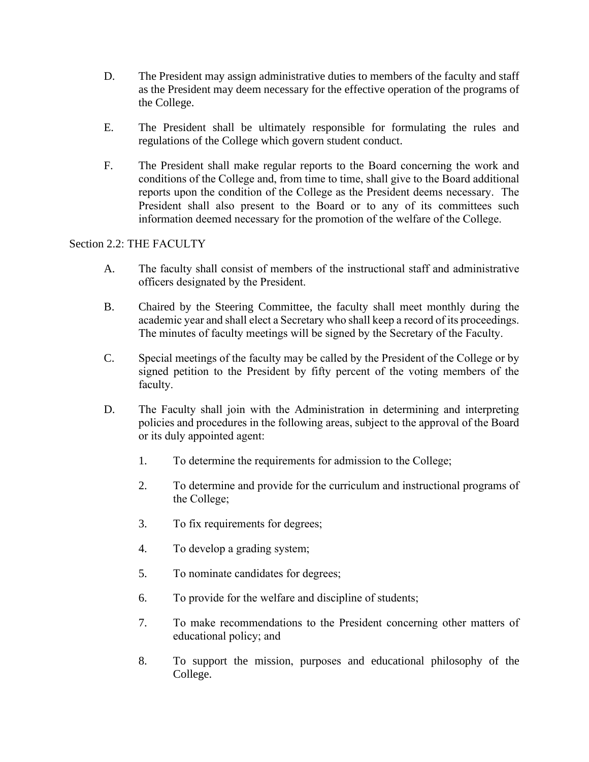D. The President may assign administrative duties to members of the faculty and staff as the President may deem necessary for the effective operation of the programs of the College.

E. The President shall be ultimately responsible for formulating the rules and regulations of the College which govern student conduct.

F. The President shall make regular reports to the Board concerning the work and conditions of the College and, from time to time, shall give to the Board additional reports upon the condition of the College as the President deems necessary. The President shall also present to the Board or to any of its committees such information deemed necessary for the promotion of the welfare of the College.

## Section 2.2: THE FACULTY

A. The faculty shall consist of members of the instructional staff and administrative officers designated by the President.

B. Chaired by the Steering Committee, the faculty shall meet monthly during the academic year and shall elect a Secretary who shall keep a record of its proceedings. The minutes of faculty meetings will be signed by the Secretary of the Faculty.

C. Special meetings of the faculty may be called by the President of the College or by signed petition to the President by fifty percent of the voting members of the faculty.

D. The Faculty shall join with the Administration in determining and interpreting policies and procedures in the following areas, subject to the approval of the Board or its duly appointed agent:

1. To determine the requirements for admission to the College;
2. To determine and provide for the curriculum and instructional programs of the College;
3. To fix requirements for degrees;
4. To develop a grading system;
5. To nominate candidates for degrees;
6. To provide for the welfare and discipline of students;
7. To make recommendations to the President concerning other matters of educational policy; and
8. To support the mission, purposes and educational philosophy of the College.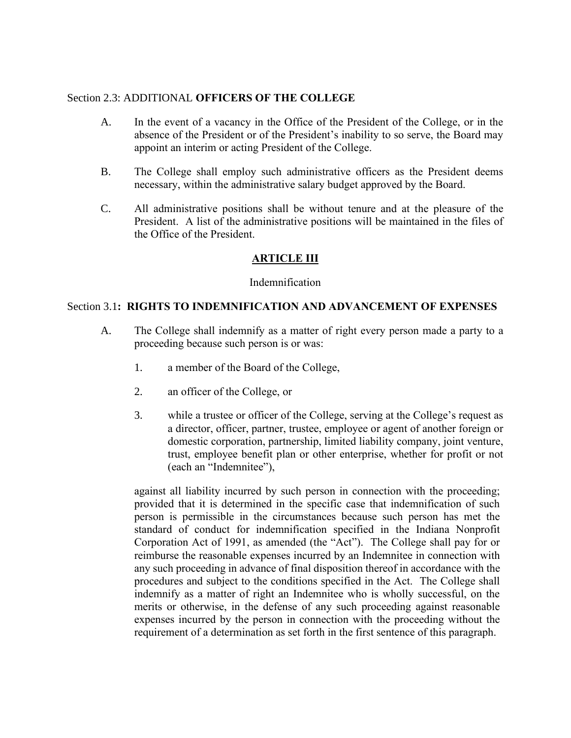Section 2.3: ADDITIONAL **OFFICERS OF THE COLLEGE**

A. In the event of a vacancy in the Office of the President of the College, or in the absence of the President or of the President's inability to so serve, the Board may appoint an interim or acting President of the College.

B. The College shall employ such administrative officers as the President deems necessary, within the administrative salary budget approved by the Board.

C. All administrative positions shall be without tenure and at the pleasure of the President. A list of the administrative positions will be maintained in the files of the Office of the President.

## ARTICLE III

Indemnification

Section 3.1**: RIGHTS TO INDEMNIFICATION AND ADVANCEMENT OF EXPENSES**

A. The College shall indemnify as a matter of right every person made a party to a proceeding because such person is or was:

1. a member of the Board of the College,

2. an officer of the College, or

3. while a trustee or officer of the College, serving at the College's request as a director, officer, partner, trustee, employee or agent of another foreign or domestic corporation, partnership, limited liability company, joint venture, trust, employee benefit plan or other enterprise, whether for profit or not (each an "Indemnitee"),

against all liability incurred by such person in connection with the proceeding; provided that it is determined in the specific case that indemnification of such person is permissible in the circumstances because such person has met the standard of conduct for indemnification specified in the Indiana Nonprofit Corporation Act of 1991, as amended (the "Act"). The College shall pay for or reimburse the reasonable expenses incurred by an Indemnitee in connection with any such proceeding in advance of final disposition thereof in accordance with the procedures and subject to the conditions specified in the Act. The College shall indemnify as a matter of right an Indemnitee who is wholly successful, on the merits or otherwise, in the defense of any such proceeding against reasonable expenses incurred by the person in connection with the proceeding without the requirement of a determination as set forth in the first sentence of this paragraph.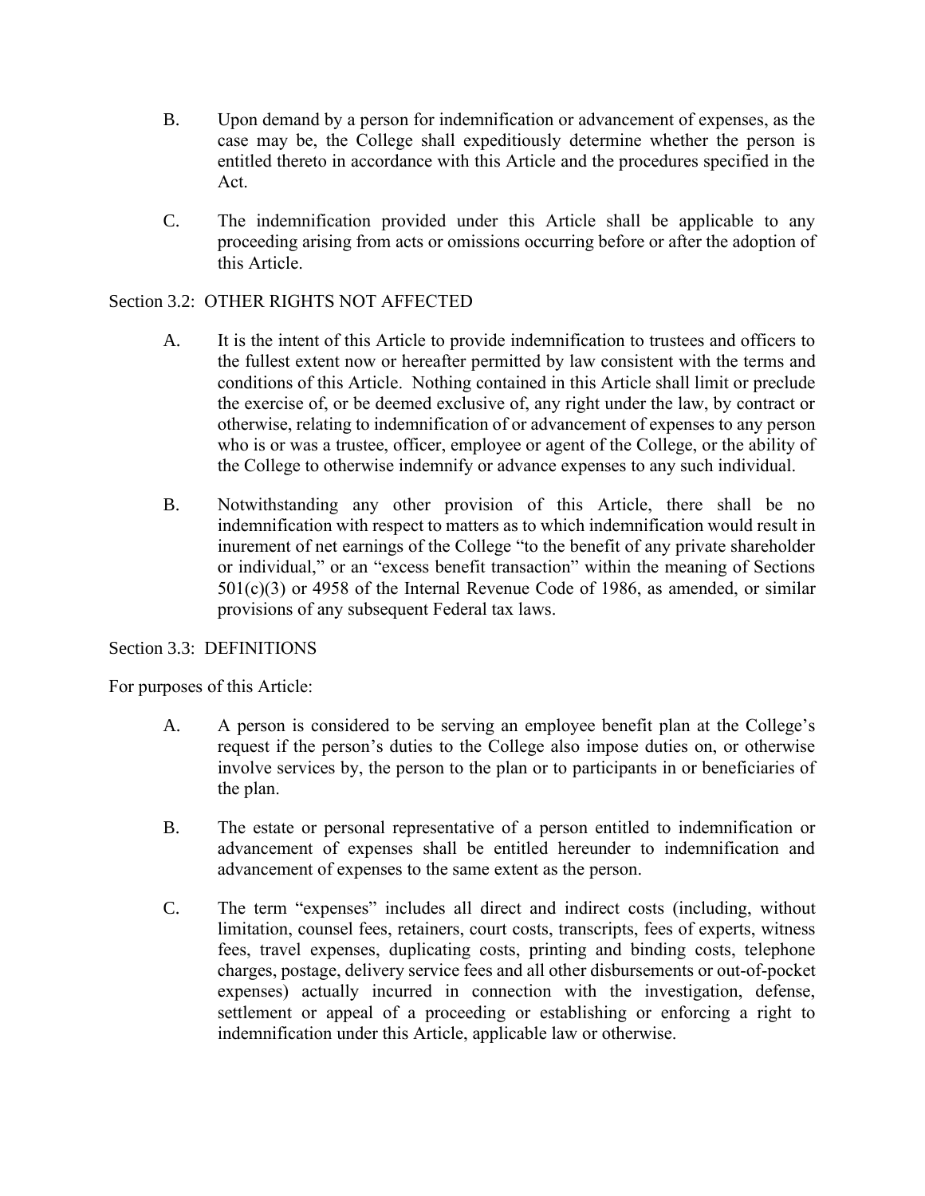B. Upon demand by a person for indemnification or advancement of expenses, as the case may be, the College shall expeditiously determine whether the person is entitled thereto in accordance with this Article and the procedures specified in the Act.

C. The indemnification provided under this Article shall be applicable to any proceeding arising from acts or omissions occurring before or after the adoption of this Article.

Section 3.2: OTHER RIGHTS NOT AFFECTED

A. It is the intent of this Article to provide indemnification to trustees and officers to the fullest extent now or hereafter permitted by law consistent with the terms and conditions of this Article. Nothing contained in this Article shall limit or preclude the exercise of, or be deemed exclusive of, any right under the law, by contract or otherwise, relating to indemnification of or advancement of expenses to any person who is or was a trustee, officer, employee or agent of the College, or the ability of the College to otherwise indemnify or advance expenses to any such individual.

B. Notwithstanding any other provision of this Article, there shall be no indemnification with respect to matters as to which indemnification would result in inurement of net earnings of the College "to the benefit of any private shareholder or individual," or an "excess benefit transaction" within the meaning of Sections 501(c)(3) or 4958 of the Internal Revenue Code of 1986, as amended, or similar provisions of any subsequent Federal tax laws.

Section 3.3: DEFINITIONS

For purposes of this Article:

A. A person is considered to be serving an employee benefit plan at the College's request if the person's duties to the College also impose duties on, or otherwise involve services by, the person to the plan or to participants in or beneficiaries of the plan.

B. The estate or personal representative of a person entitled to indemnification or advancement of expenses shall be entitled hereunder to indemnification and advancement of expenses to the same extent as the person.

C. The term "expenses" includes all direct and indirect costs (including, without limitation, counsel fees, retainers, court costs, transcripts, fees of experts, witness fees, travel expenses, duplicating costs, printing and binding costs, telephone charges, postage, delivery service fees and all other disbursements or out-of-pocket expenses) actually incurred in connection with the investigation, defense, settlement or appeal of a proceeding or establishing or enforcing a right to indemnification under this Article, applicable law or otherwise.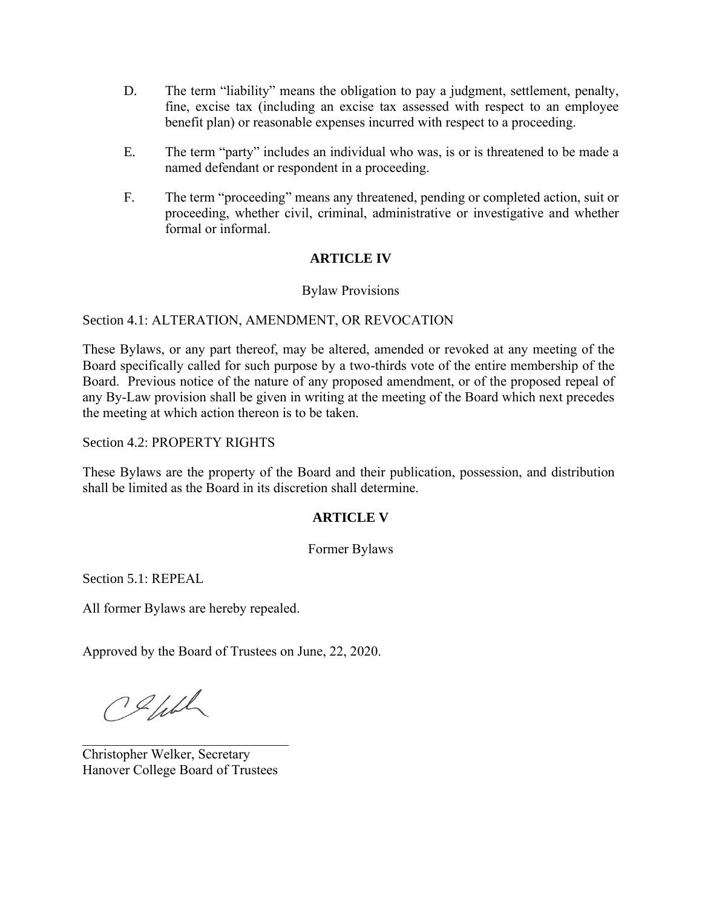D. The term "liability" means the obligation to pay a judgment, settlement, penalty, fine, excise tax (including an excise tax assessed with respect to an employee benefit plan) or reasonable expenses incurred with respect to a proceeding.

E. The term "party" includes an individual who was, is or is threatened to be made a named defendant or respondent in a proceeding.

F. The term "proceeding" means any threatened, pending or completed action, suit or proceeding, whether civil, criminal, administrative or investigative and whether formal or informal.

## ARTICLE IV

Bylaw Provisions

Section 4.1: ALTERATION, AMENDMENT, OR REVOCATION

These Bylaws, or any part thereof, may be altered, amended or revoked at any meeting of the Board specifically called for such purpose by a two-thirds vote of the entire membership of the Board. Previous notice of the nature of any proposed amendment, or of the proposed repeal of any By-Law provision shall be given in writing at the meeting of the Board which next precedes the meeting at which action thereon is to be taken.

Section 4.2: PROPERTY RIGHTS

These Bylaws are the property of the Board and their publication, possession, and distribution shall be limited as the Board in its discretion shall determine.

## ARTICLE V

Former Bylaws

Section 5.1: REPEAL

All former Bylaws are hereby repealed.

Approved by the Board of Trustees on June, 22, 2020.

\_\_\_\_\_\_\_\_\_\_\_\_\_\_\_\_\_\_\_\_\_\_\_\_\_\_\_\_\_\_

Christopher Welker, Secretary
Hanover College Board of Trustees